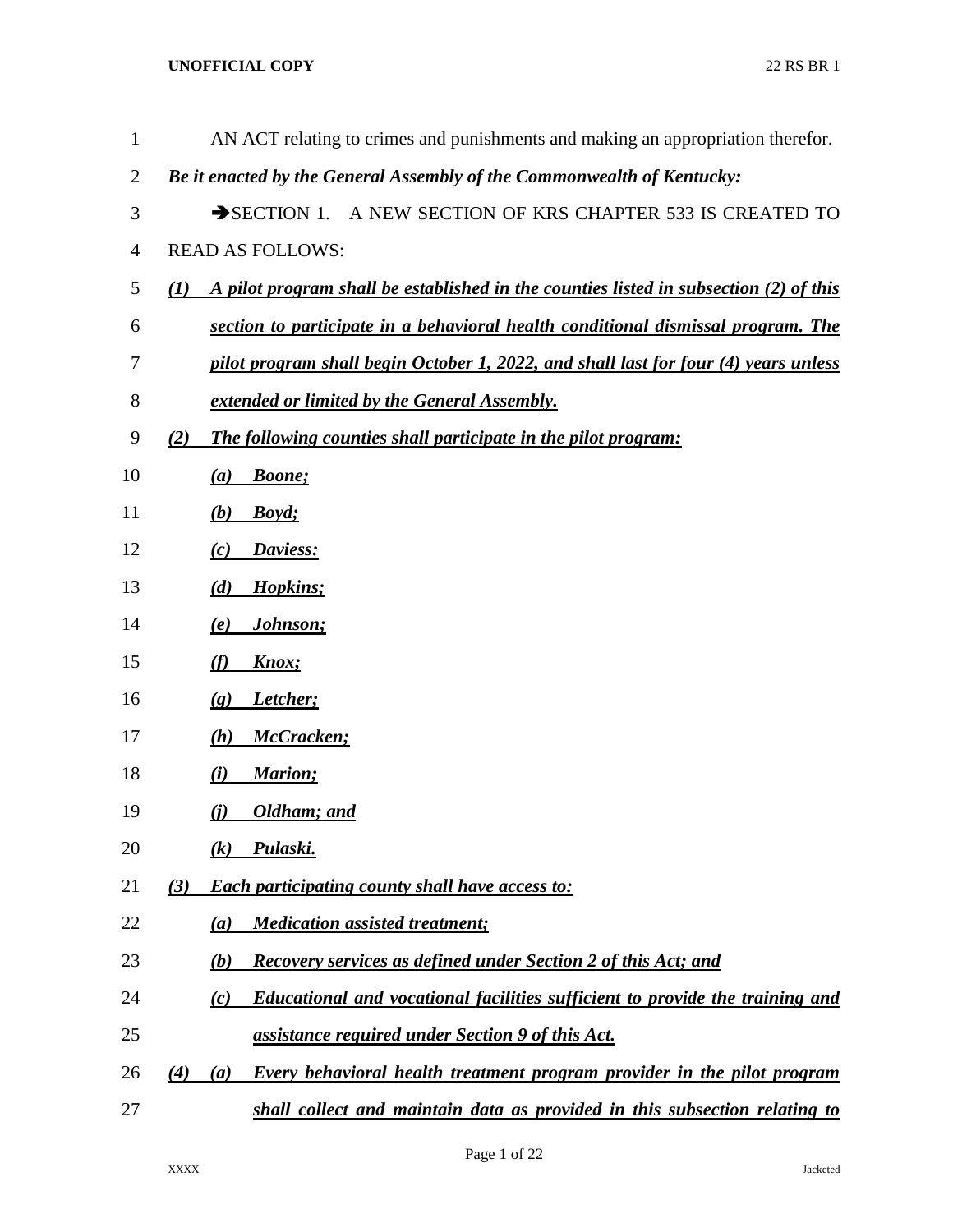AN ACT relating to crimes and punishments and making an appropriation therefor.

***Be it enacted by the General Assembly of the Commonwealth of Kentucky:***

➔SECTION 1. A NEW SECTION OF KRS CHAPTER 533 IS CREATED TO READ AS FOLLOWS:

***(1) A pilot program shall be established in the counties listed in subsection (2) of this section to participate in a behavioral health conditional dismissal program. The pilot program shall begin October 1, 2022, and shall last for four (4) years unless extended or limited by the General Assembly.***

***(2) The following counties shall participate in the pilot program:***

***(a) Boone;***

***(b) Boyd;***

***(c) Daviess:***

***(d) Hopkins;***

***(e) Johnson;***

***(f) Knox;***

***(g) Letcher;***

***(h) McCracken;***

***(i) Marion;***

***(j) Oldham; and***

***(k) Pulaski.***

***(3) Each participating county shall have access to:***

***(a) Medication assisted treatment;***

***(b) Recovery services as defined under Section 2 of this Act; and***

***(c) Educational and vocational facilities sufficient to provide the training and assistance required under Section 9 of this Act.***

***(4) (a) Every behavioral health treatment program provider in the pilot program shall collect and maintain data as provided in this subsection relating to***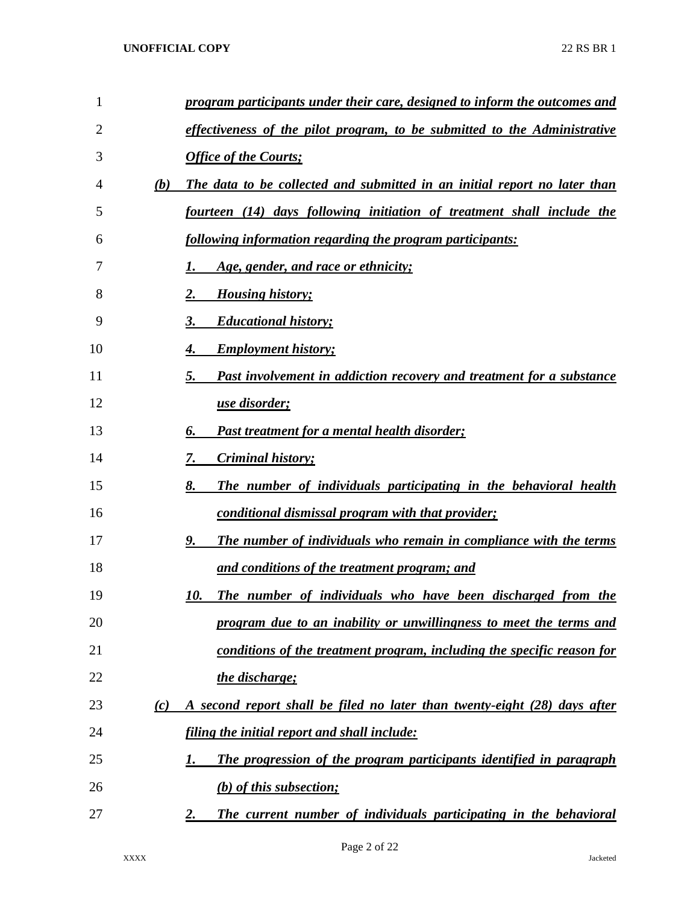***program participants under their care, designed to inform the outcomes and effectiveness of the pilot program, to be submitted to the Administrative Office of the Courts;***

***(b) The data to be collected and submitted in an initial report no later than fourteen (14) days following initiation of treatment shall include the following information regarding the program participants:***

***1. Age, gender, and race or ethnicity;***

***2. Housing history;***

***3. Educational history;***

***4. Employment history;***

***5. Past involvement in addiction recovery and treatment for a substance use disorder;***

***6. Past treatment for a mental health disorder;***

***7. Criminal history;***

***8. The number of individuals participating in the behavioral health conditional dismissal program with that provider;***

***9. The number of individuals who remain in compliance with the terms and conditions of the treatment program; and***

***10. The number of individuals who have been discharged from the program due to an inability or unwillingness to meet the terms and conditions of the treatment program, including the specific reason for the discharge;***

***(c) A second report shall be filed no later than twenty-eight (28) days after filing the initial report and shall include:***

***1. The progression of the program participants identified in paragraph (b) of this subsection;***

***2. The current number of individuals participating in the behavioral***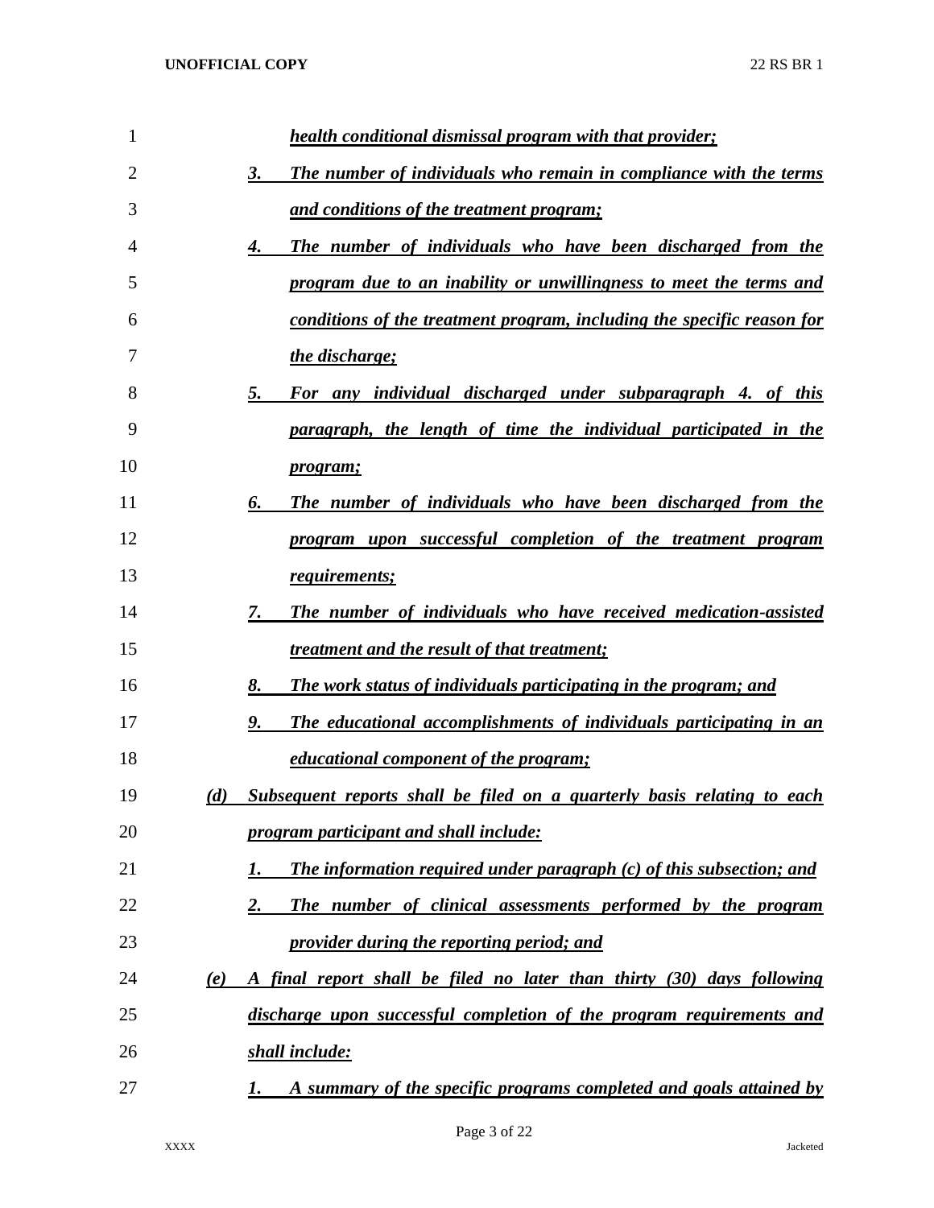*health conditional dismissal program with that provider;*

*3. The number of individuals who remain in compliance with the terms and conditions of the treatment program;*

*4. The number of individuals who have been discharged from the program due to an inability or unwillingness to meet the terms and conditions of the treatment program, including the specific reason for the discharge;*

*5. For any individual discharged under subparagraph 4. of this paragraph, the length of time the individual participated in the program;*

*6. The number of individuals who have been discharged from the program upon successful completion of the treatment program requirements;*

*7. The number of individuals who have received medication-assisted treatment and the result of that treatment;*

*8. The work status of individuals participating in the program; and*

*9. The educational accomplishments of individuals participating in an educational component of the program;*

*(d) Subsequent reports shall be filed on a quarterly basis relating to each program participant and shall include:*

*1. The information required under paragraph (c) of this subsection; and*

*2. The number of clinical assessments performed by the program provider during the reporting period; and*

*(e) A final report shall be filed no later than thirty (30) days following discharge upon successful completion of the program requirements and shall include:*

*1. A summary of the specific programs completed and goals attained by*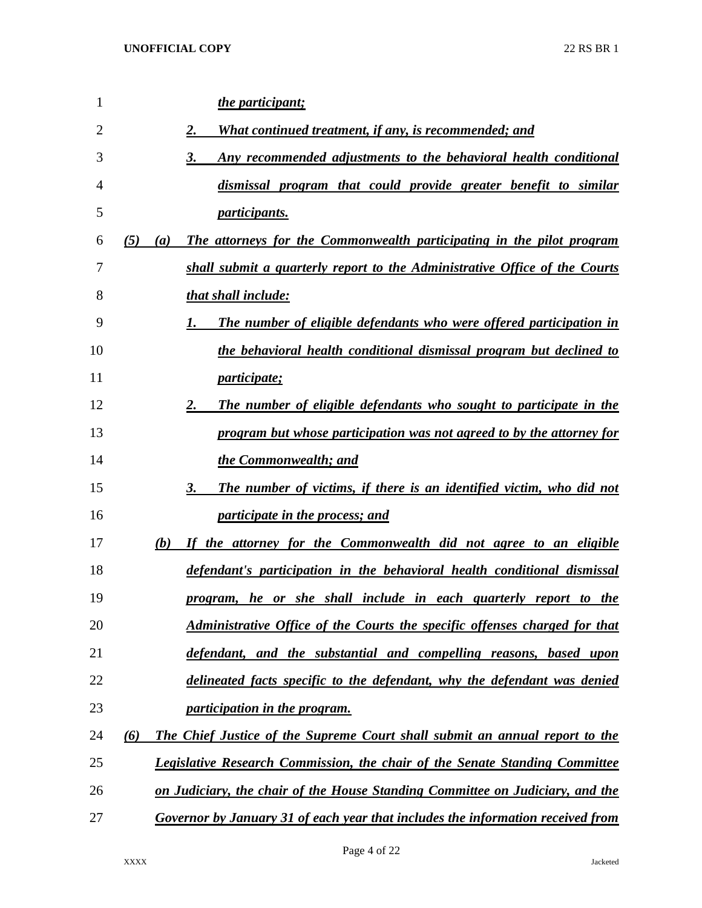***the participant;***

***2. What continued treatment, if any, is recommended; and***

***3. Any recommended adjustments to the behavioral health conditional dismissal program that could provide greater benefit to similar participants.***

***(5) (a) The attorneys for the Commonwealth participating in the pilot program shall submit a quarterly report to the Administrative Office of the Courts that shall include:***

***1. The number of eligible defendants who were offered participation in the behavioral health conditional dismissal program but declined to participate;***

***2. The number of eligible defendants who sought to participate in the program but whose participation was not agreed to by the attorney for the Commonwealth; and***

***3. The number of victims, if there is an identified victim, who did not participate in the process; and***

***(b) If the attorney for the Commonwealth did not agree to an eligible defendant's participation in the behavioral health conditional dismissal program, he or she shall include in each quarterly report to the Administrative Office of the Courts the specific offenses charged for that defendant, and the substantial and compelling reasons, based upon delineated facts specific to the defendant, why the defendant was denied participation in the program.***

***(6) The Chief Justice of the Supreme Court shall submit an annual report to the Legislative Research Commission, the chair of the Senate Standing Committee on Judiciary, the chair of the House Standing Committee on Judiciary, and the Governor by January 31 of each year that includes the information received from***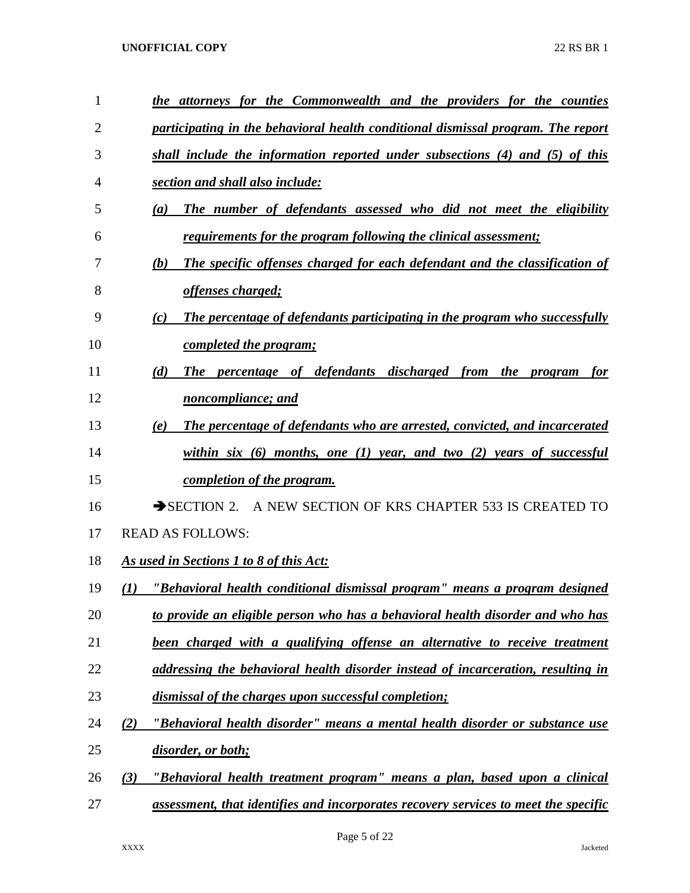***the attorneys for the Commonwealth and the providers for the counties participating in the behavioral health conditional dismissal program. The report shall include the information reported under subsections (4) and (5) of this section and shall also include:***

***(a) The number of defendants assessed who did not meet the eligibility requirements for the program following the clinical assessment;***

***(b) The specific offenses charged for each defendant and the classification of offenses charged;***

***(c) The percentage of defendants participating in the program who successfully completed the program;***

***(d) The percentage of defendants discharged from the program for noncompliance; and***

***(e) The percentage of defendants who are arrested, convicted, and incarcerated within six (6) months, one (1) year, and two (2) years of successful completion of the program.***

➔SECTION 2. A NEW SECTION OF KRS CHAPTER 533 IS CREATED TO READ AS FOLLOWS:

***As used in Sections 1 to 8 of this Act:***

***(1) "Behavioral health conditional dismissal program" means a program designed to provide an eligible person who has a behavioral health disorder and who has been charged with a qualifying offense an alternative to receive treatment addressing the behavioral health disorder instead of incarceration, resulting in dismissal of the charges upon successful completion;***

***(2) "Behavioral health disorder" means a mental health disorder or substance use disorder, or both;***

***(3) "Behavioral health treatment program" means a plan, based upon a clinical assessment, that identifies and incorporates recovery services to meet the specific***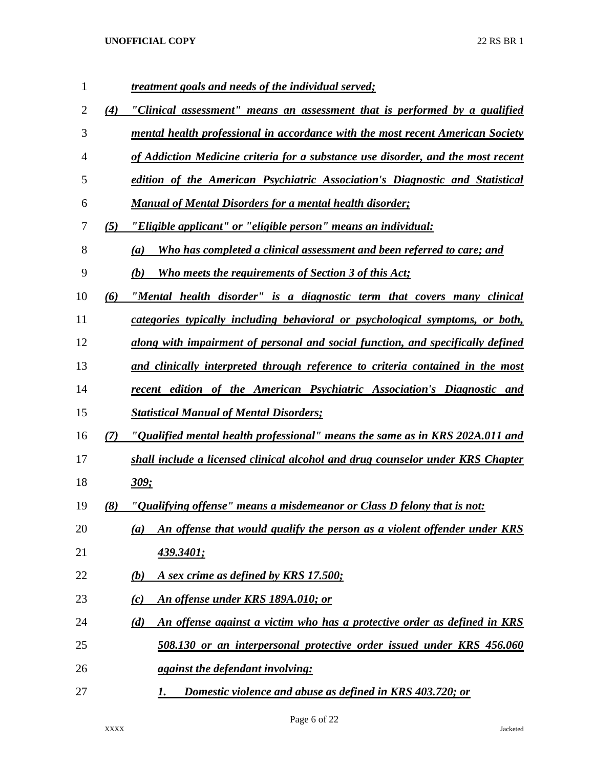***treatment goals and needs of the individual served;***

***(4) "Clinical assessment" means an assessment that is performed by a qualified mental health professional in accordance with the most recent American Society of Addiction Medicine criteria for a substance use disorder, and the most recent edition of the American Psychiatric Association's Diagnostic and Statistical Manual of Mental Disorders for a mental health disorder;***

***(5) "Eligible applicant" or "eligible person" means an individual:***

***(a) Who has completed a clinical assessment and been referred to care; and***

***(b) Who meets the requirements of Section 3 of this Act;***

***(6) "Mental health disorder" is a diagnostic term that covers many clinical categories typically including behavioral or psychological symptoms, or both, along with impairment of personal and social function, and specifically defined and clinically interpreted through reference to criteria contained in the most recent edition of the American Psychiatric Association's Diagnostic and Statistical Manual of Mental Disorders;***

***(7) "Qualified mental health professional" means the same as in KRS 202A.011 and shall include a licensed clinical alcohol and drug counselor under KRS Chapter 309;***

***(8) "Qualifying offense" means a misdemeanor or Class D felony that is not:***

***(a) An offense that would qualify the person as a violent offender under KRS 439.3401;***

***(b) A sex crime as defined by KRS 17.500;***

***(c) An offense under KRS 189A.010; or***

***(d) An offense against a victim who has a protective order as defined in KRS 508.130 or an interpersonal protective order issued under KRS 456.060 against the defendant involving:***

***1. Domestic violence and abuse as defined in KRS 403.720; or***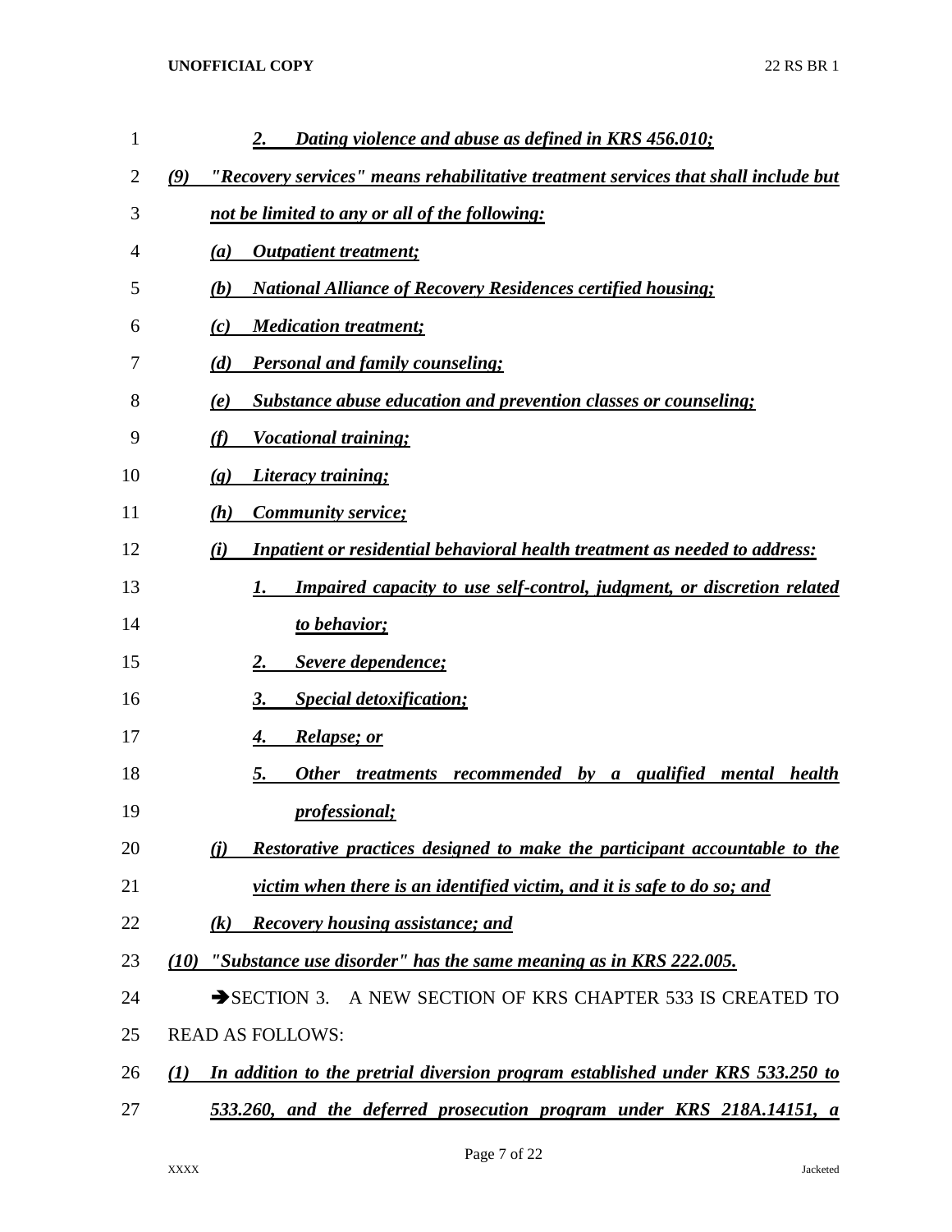*2. Dating violence and abuse as defined in KRS 456.010;*

*(9) "Recovery services" means rehabilitative treatment services that shall include but not be limited to any or all of the following:*

*(a) Outpatient treatment;*

*(b) National Alliance of Recovery Residences certified housing;*

*(c) Medication treatment;*

*(d) Personal and family counseling;*

*(e) Substance abuse education and prevention classes or counseling;*

*(f) Vocational training;*

*(g) Literacy training;*

*(h) Community service;*

*(i) Inpatient or residential behavioral health treatment as needed to address:*

*1. Impaired capacity to use self-control, judgment, or discretion related to behavior;*

*2. Severe dependence;*

*3. Special detoxification;*

*4. Relapse; or*

*5. Other treatments recommended by a qualified mental health professional;*

*(j) Restorative practices designed to make the participant accountable to the victim when there is an identified victim, and it is safe to do so; and*

*(k) Recovery housing assistance; and*

*(10) "Substance use disorder" has the same meaning as in KRS 222.005.*

➔SECTION 3. A NEW SECTION OF KRS CHAPTER 533 IS CREATED TO READ AS FOLLOWS:

*(1) In addition to the pretrial diversion program established under KRS 533.250 to 533.260, and the deferred prosecution program under KRS 218A.14151, a*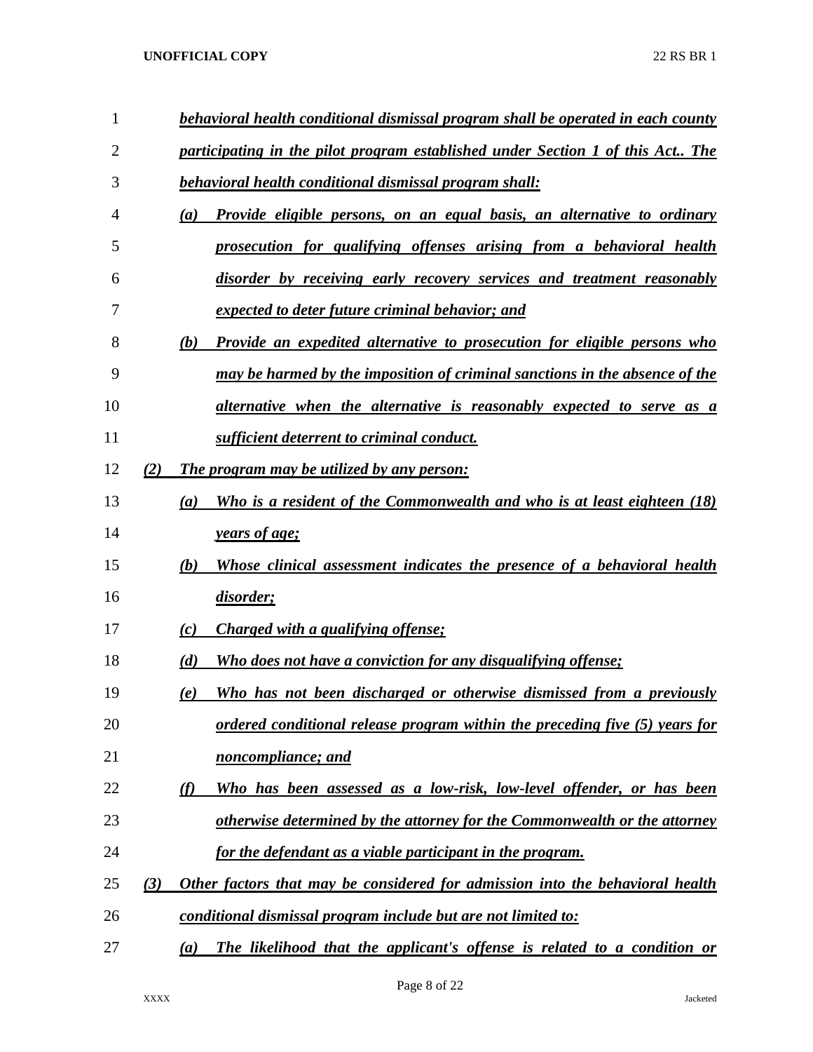*behavioral health conditional dismissal program shall be operated in each county participating in the pilot program established under Section 1 of this Act.. The behavioral health conditional dismissal program shall:*

*(a) Provide eligible persons, on an equal basis, an alternative to ordinary prosecution for qualifying offenses arising from a behavioral health disorder by receiving early recovery services and treatment reasonably expected to deter future criminal behavior; and*

*(b) Provide an expedited alternative to prosecution for eligible persons who may be harmed by the imposition of criminal sanctions in the absence of the alternative when the alternative is reasonably expected to serve as a sufficient deterrent to criminal conduct.*

*(2) The program may be utilized by any person:*

*(a) Who is a resident of the Commonwealth and who is at least eighteen (18) years of age;*

*(b) Whose clinical assessment indicates the presence of a behavioral health disorder;*

*(c) Charged with a qualifying offense;*

*(d) Who does not have a conviction for any disqualifying offense;*

*(e) Who has not been discharged or otherwise dismissed from a previously ordered conditional release program within the preceding five (5) years for noncompliance; and*

*(f) Who has been assessed as a low-risk, low-level offender, or has been otherwise determined by the attorney for the Commonwealth or the attorney for the defendant as a viable participant in the program.*

*(3) Other factors that may be considered for admission into the behavioral health conditional dismissal program include but are not limited to:*

*(a) The likelihood that the applicant's offense is related to a condition or*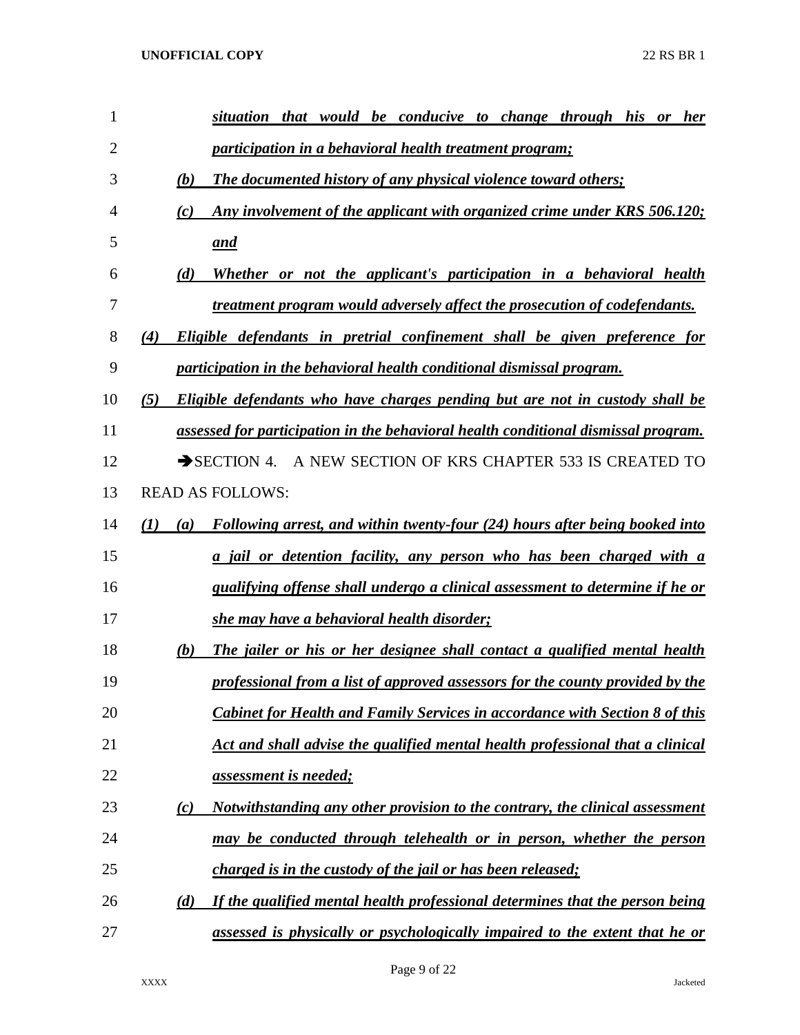*situation that would be conducive to change through his or her participation in a behavioral health treatment program;*

(b) *The documented history of any physical violence toward others;*

(c) *Any involvement of the applicant with organized crime under KRS 506.120; and*

(d) *Whether or not the applicant's participation in a behavioral health treatment program would adversely affect the prosecution of codefendants.*

(4) *Eligible defendants in pretrial confinement shall be given preference for participation in the behavioral health conditional dismissal program.*

(5) *Eligible defendants who have charges pending but are not in custody shall be assessed for participation in the behavioral health conditional dismissal program.*

➔SECTION 4. A NEW SECTION OF KRS CHAPTER 533 IS CREATED TO READ AS FOLLOWS:

(1) (a) *Following arrest, and within twenty-four (24) hours after being booked into a jail or detention facility, any person who has been charged with a qualifying offense shall undergo a clinical assessment to determine if he or she may have a behavioral health disorder;*

(b) *The jailer or his or her designee shall contact a qualified mental health professional from a list of approved assessors for the county provided by the Cabinet for Health and Family Services in accordance with Section 8 of this Act and shall advise the qualified mental health professional that a clinical assessment is needed;*

(c) *Notwithstanding any other provision to the contrary, the clinical assessment may be conducted through telehealth or in person, whether the person charged is in the custody of the jail or has been released;*

(d) *If the qualified mental health professional determines that the person being assessed is physically or psychologically impaired to the extent that he or*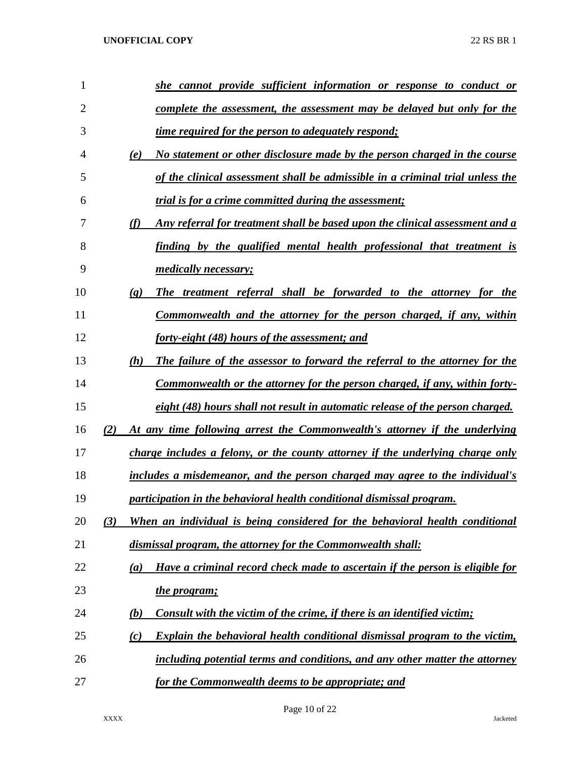***she cannot provide sufficient information or response to conduct or complete the assessment, the assessment may be delayed but only for the time required for the person to adequately respond;***

***(e) No statement or other disclosure made by the person charged in the course of the clinical assessment shall be admissible in a criminal trial unless the trial is for a crime committed during the assessment;***

***(f) Any referral for treatment shall be based upon the clinical assessment and a finding by the qualified mental health professional that treatment is medically necessary;***

***(g) The treatment referral shall be forwarded to the attorney for the Commonwealth and the attorney for the person charged, if any, within forty-eight (48) hours of the assessment; and***

***(h) The failure of the assessor to forward the referral to the attorney for the Commonwealth or the attorney for the person charged, if any, within forty-eight (48) hours shall not result in automatic release of the person charged.***

***(2) At any time following arrest the Commonwealth's attorney if the underlying charge includes a felony, or the county attorney if the underlying charge only includes a misdemeanor, and the person charged may agree to the individual's participation in the behavioral health conditional dismissal program.***

***(3) When an individual is being considered for the behavioral health conditional dismissal program, the attorney for the Commonwealth shall:***

***(a) Have a criminal record check made to ascertain if the person is eligible for the program;***

***(b) Consult with the victim of the crime, if there is an identified victim;***

***(c) Explain the behavioral health conditional dismissal program to the victim, including potential terms and conditions, and any other matter the attorney for the Commonwealth deems to be appropriate; and***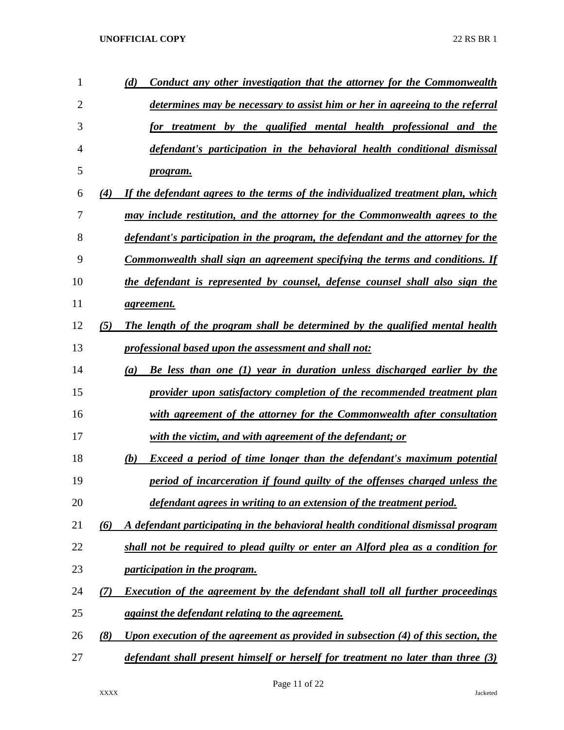(d) Conduct any other investigation that the attorney for the Commonwealth determines may be necessary to assist him or her in agreeing to the referral for treatment by the qualified mental health professional and the defendant's participation in the behavioral health conditional dismissal program.

(4) If the defendant agrees to the terms of the individualized treatment plan, which may include restitution, and the attorney for the Commonwealth agrees to the defendant's participation in the program, the defendant and the attorney for the Commonwealth shall sign an agreement specifying the terms and conditions. If the defendant is represented by counsel, defense counsel shall also sign the agreement.

(5) The length of the program shall be determined by the qualified mental health professional based upon the assessment and shall not:

(a) Be less than one (1) year in duration unless discharged earlier by the provider upon satisfactory completion of the recommended treatment plan with agreement of the attorney for the Commonwealth after consultation with the victim, and with agreement of the defendant; or

(b) Exceed a period of time longer than the defendant's maximum potential period of incarceration if found guilty of the offenses charged unless the defendant agrees in writing to an extension of the treatment period.

(6) A defendant participating in the behavioral health conditional dismissal program shall not be required to plead guilty or enter an Alford plea as a condition for participation in the program.

(7) Execution of the agreement by the defendant shall toll all further proceedings against the defendant relating to the agreement.

(8) Upon execution of the agreement as provided in subsection (4) of this section, the defendant shall present himself or herself for treatment no later than three (3)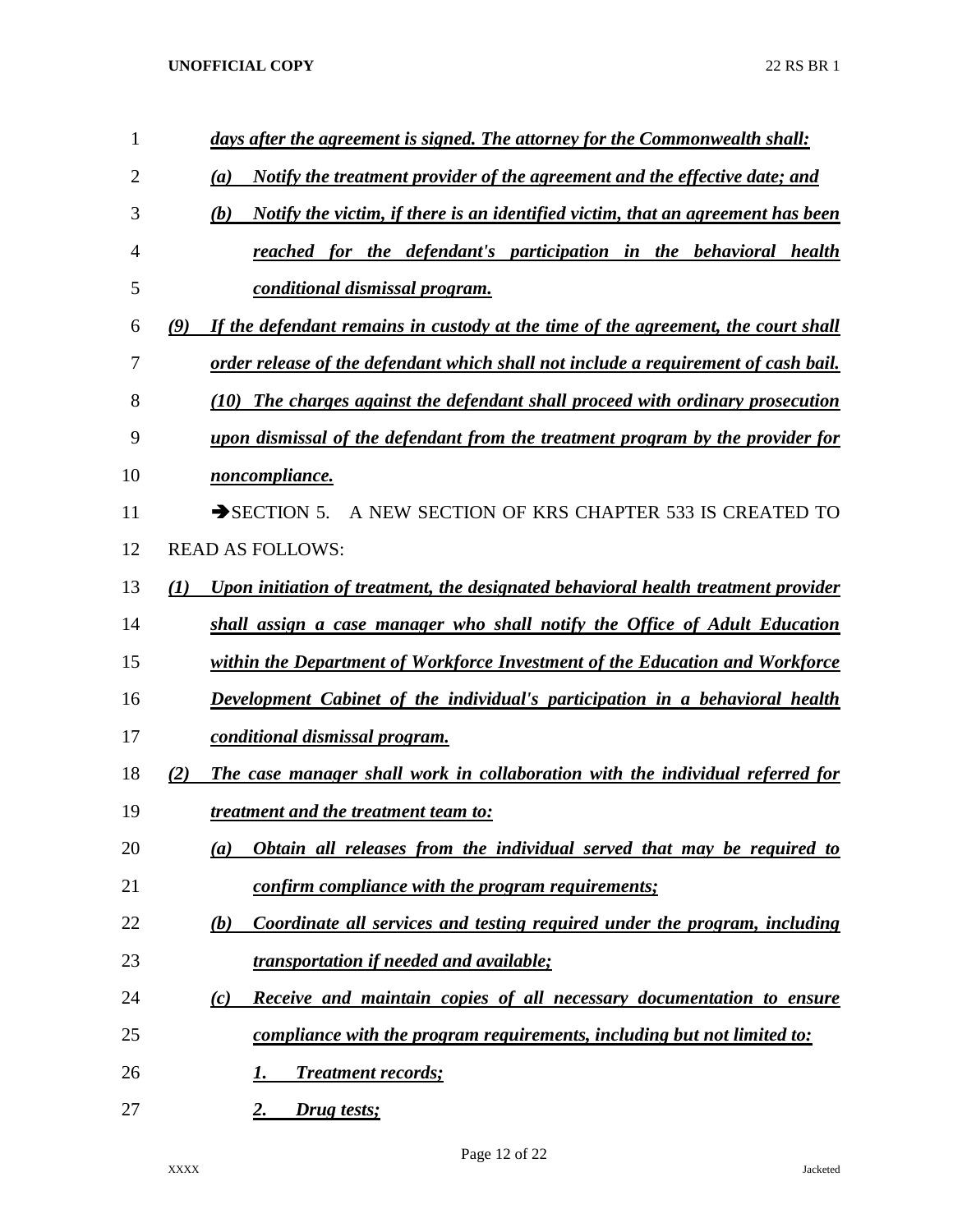*days after the agreement is signed. The attorney for the Commonwealth shall:*

*(a) Notify the treatment provider of the agreement and the effective date; and*

*(b) Notify the victim, if there is an identified victim, that an agreement has been reached for the defendant's participation in the behavioral health conditional dismissal program.*

*(9) If the defendant remains in custody at the time of the agreement, the court shall order release of the defendant which shall not include a requirement of cash bail.*

*(10) The charges against the defendant shall proceed with ordinary prosecution upon dismissal of the defendant from the treatment program by the provider for noncompliance.*

➔SECTION 5. A NEW SECTION OF KRS CHAPTER 533 IS CREATED TO READ AS FOLLOWS:

*(1) Upon initiation of treatment, the designated behavioral health treatment provider shall assign a case manager who shall notify the Office of Adult Education within the Department of Workforce Investment of the Education and Workforce Development Cabinet of the individual's participation in a behavioral health conditional dismissal program.*

*(2) The case manager shall work in collaboration with the individual referred for treatment and the treatment team to:*

*(a) Obtain all releases from the individual served that may be required to confirm compliance with the program requirements;*

*(b) Coordinate all services and testing required under the program, including transportation if needed and available;*

*(c) Receive and maintain copies of all necessary documentation to ensure compliance with the program requirements, including but not limited to:*

*1. Treatment records;*

*2. Drug tests;*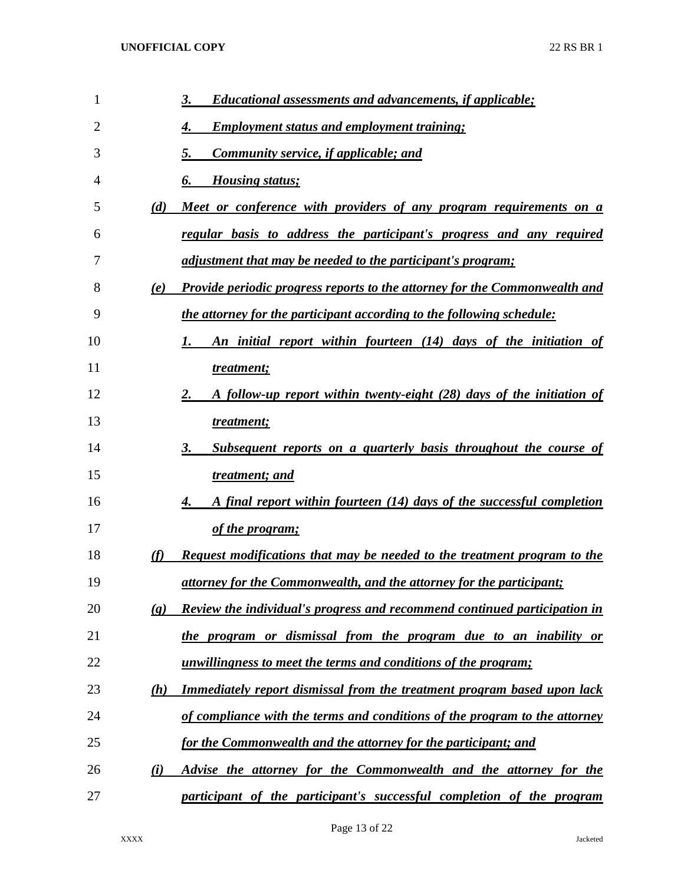*3. Educational assessments and advancements, if applicable;*

*4. Employment status and employment training;*

*5. Community service, if applicable; and*

*6. Housing status;*

*(d) Meet or conference with providers of any program requirements on a regular basis to address the participant's progress and any required adjustment that may be needed to the participant's program;*

*(e) Provide periodic progress reports to the attorney for the Commonwealth and the attorney for the participant according to the following schedule:*

*1. An initial report within fourteen (14) days of the initiation of treatment;*

*2. A follow-up report within twenty-eight (28) days of the initiation of treatment;*

*3. Subsequent reports on a quarterly basis throughout the course of treatment; and*

*4. A final report within fourteen (14) days of the successful completion of the program;*

*(f) Request modifications that may be needed to the treatment program to the attorney for the Commonwealth, and the attorney for the participant;*

*(g) Review the individual's progress and recommend continued participation in the program or dismissal from the program due to an inability or unwillingness to meet the terms and conditions of the program;*

*(h) Immediately report dismissal from the treatment program based upon lack of compliance with the terms and conditions of the program to the attorney for the Commonwealth and the attorney for the participant; and*

*(i) Advise the attorney for the Commonwealth and the attorney for the participant of the participant's successful completion of the program*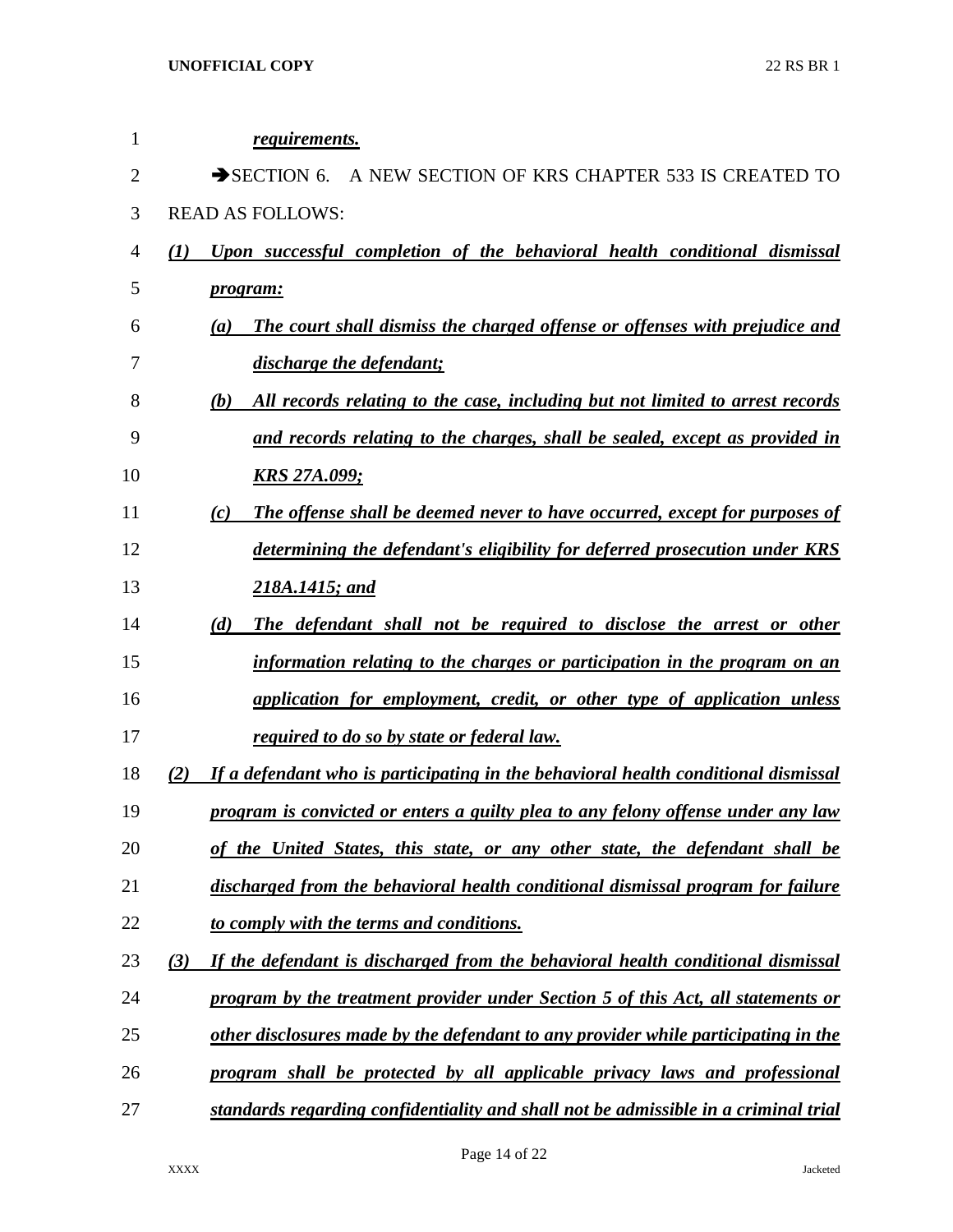***requirements.***

➔SECTION 6. A NEW SECTION OF KRS CHAPTER 533 IS CREATED TO READ AS FOLLOWS:

***(1) Upon successful completion of the behavioral health conditional dismissal program:***

***(a) The court shall dismiss the charged offense or offenses with prejudice and discharge the defendant;***

***(b) All records relating to the case, including but not limited to arrest records and records relating to the charges, shall be sealed, except as provided in KRS 27A.099;***

***(c) The offense shall be deemed never to have occurred, except for purposes of determining the defendant's eligibility for deferred prosecution under KRS 218A.1415; and***

***(d) The defendant shall not be required to disclose the arrest or other information relating to the charges or participation in the program on an application for employment, credit, or other type of application unless required to do so by state or federal law.***

***(2) If a defendant who is participating in the behavioral health conditional dismissal program is convicted or enters a guilty plea to any felony offense under any law of the United States, this state, or any other state, the defendant shall be discharged from the behavioral health conditional dismissal program for failure to comply with the terms and conditions.***

***(3) If the defendant is discharged from the behavioral health conditional dismissal program by the treatment provider under Section 5 of this Act, all statements or other disclosures made by the defendant to any provider while participating in the program shall be protected by all applicable privacy laws and professional standards regarding confidentiality and shall not be admissible in a criminal trial***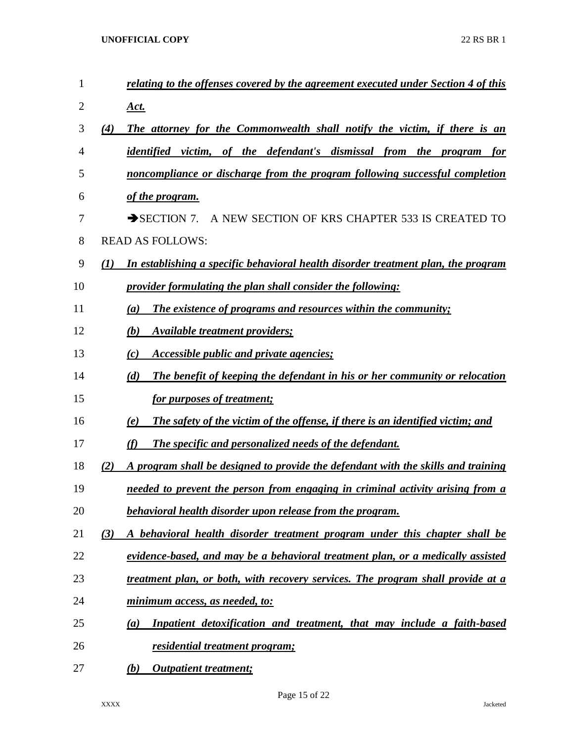*relating to the offenses covered by the agreement executed under Section 4 of this Act.*

*(4) The attorney for the Commonwealth shall notify the victim, if there is an identified victim, of the defendant's dismissal from the program for noncompliance or discharge from the program following successful completion of the program.*

➔SECTION 7. A NEW SECTION OF KRS CHAPTER 533 IS CREATED TO READ AS FOLLOWS:

*(1) In establishing a specific behavioral health disorder treatment plan, the program provider formulating the plan shall consider the following:*

*(a) The existence of programs and resources within the community;*

*(b) Available treatment providers;*

*(c) Accessible public and private agencies;*

*(d) The benefit of keeping the defendant in his or her community or relocation for purposes of treatment;*

*(e) The safety of the victim of the offense, if there is an identified victim; and*

*(f) The specific and personalized needs of the defendant.*

*(2) A program shall be designed to provide the defendant with the skills and training needed to prevent the person from engaging in criminal activity arising from a behavioral health disorder upon release from the program.*

*(3) A behavioral health disorder treatment program under this chapter shall be evidence-based, and may be a behavioral treatment plan, or a medically assisted treatment plan, or both, with recovery services. The program shall provide at a minimum access, as needed, to:*

*(a) Inpatient detoxification and treatment, that may include a faith-based residential treatment program;*

*(b) Outpatient treatment;*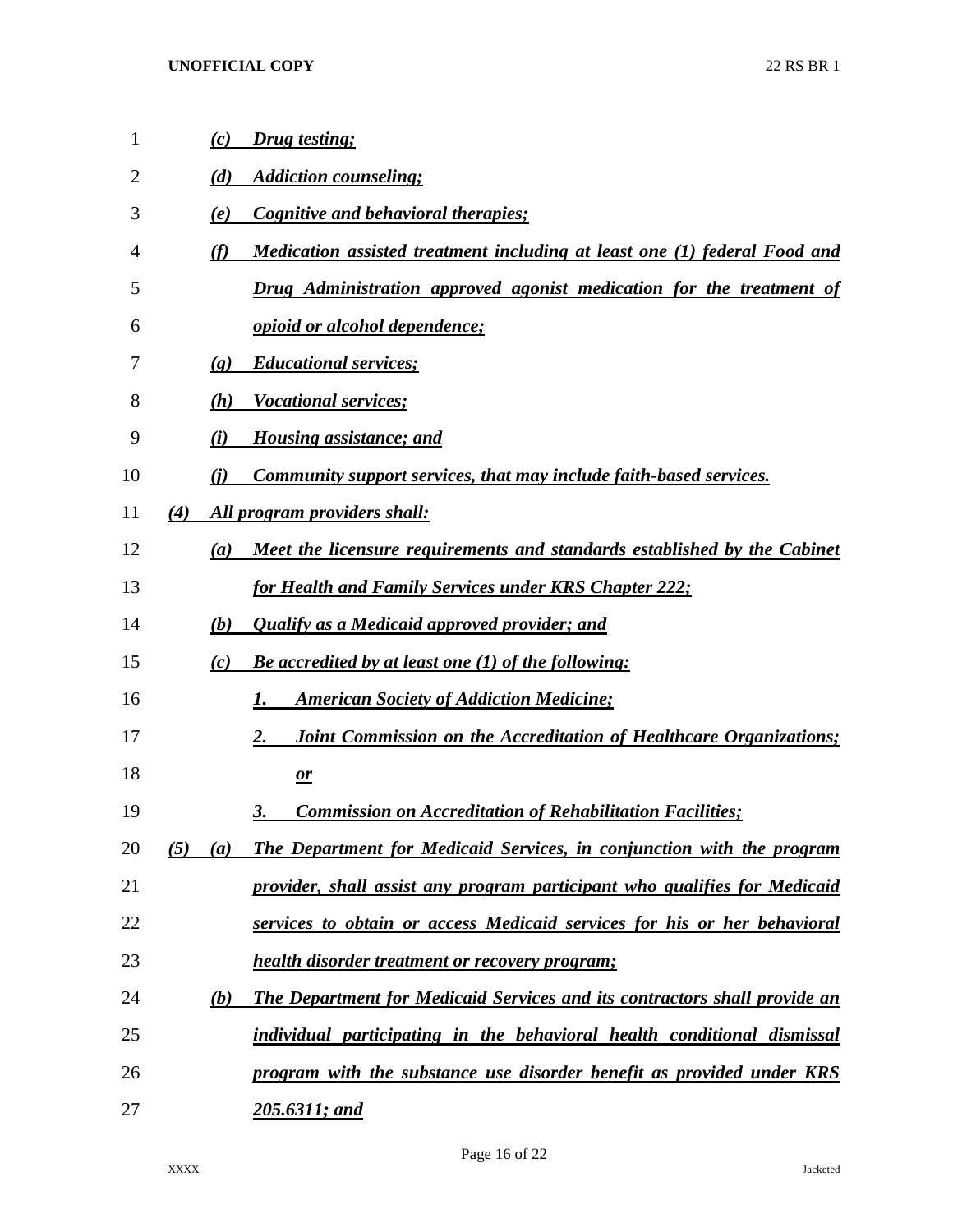*(c) Drug testing;*

*(d) Addiction counseling;*

*(e) Cognitive and behavioral therapies;*

*(f) Medication assisted treatment including at least one (1) federal Food and Drug Administration approved agonist medication for the treatment of opioid or alcohol dependence;*

*(g) Educational services;*

*(h) Vocational services;*

*(i) Housing assistance; and*

*(j) Community support services, that may include faith-based services.*

*(4) All program providers shall:*

*(a) Meet the licensure requirements and standards established by the Cabinet for Health and Family Services under KRS Chapter 222;*

*(b) Qualify as a Medicaid approved provider; and*

*(c) Be accredited by at least one (1) of the following:*

*1. American Society of Addiction Medicine;*

*2. Joint Commission on the Accreditation of Healthcare Organizations; or*

*3. Commission on Accreditation of Rehabilitation Facilities;*

*(5) (a) The Department for Medicaid Services, in conjunction with the program provider, shall assist any program participant who qualifies for Medicaid services to obtain or access Medicaid services for his or her behavioral health disorder treatment or recovery program;*

*(b) The Department for Medicaid Services and its contractors shall provide an individual participating in the behavioral health conditional dismissal program with the substance use disorder benefit as provided under KRS 205.6311; and*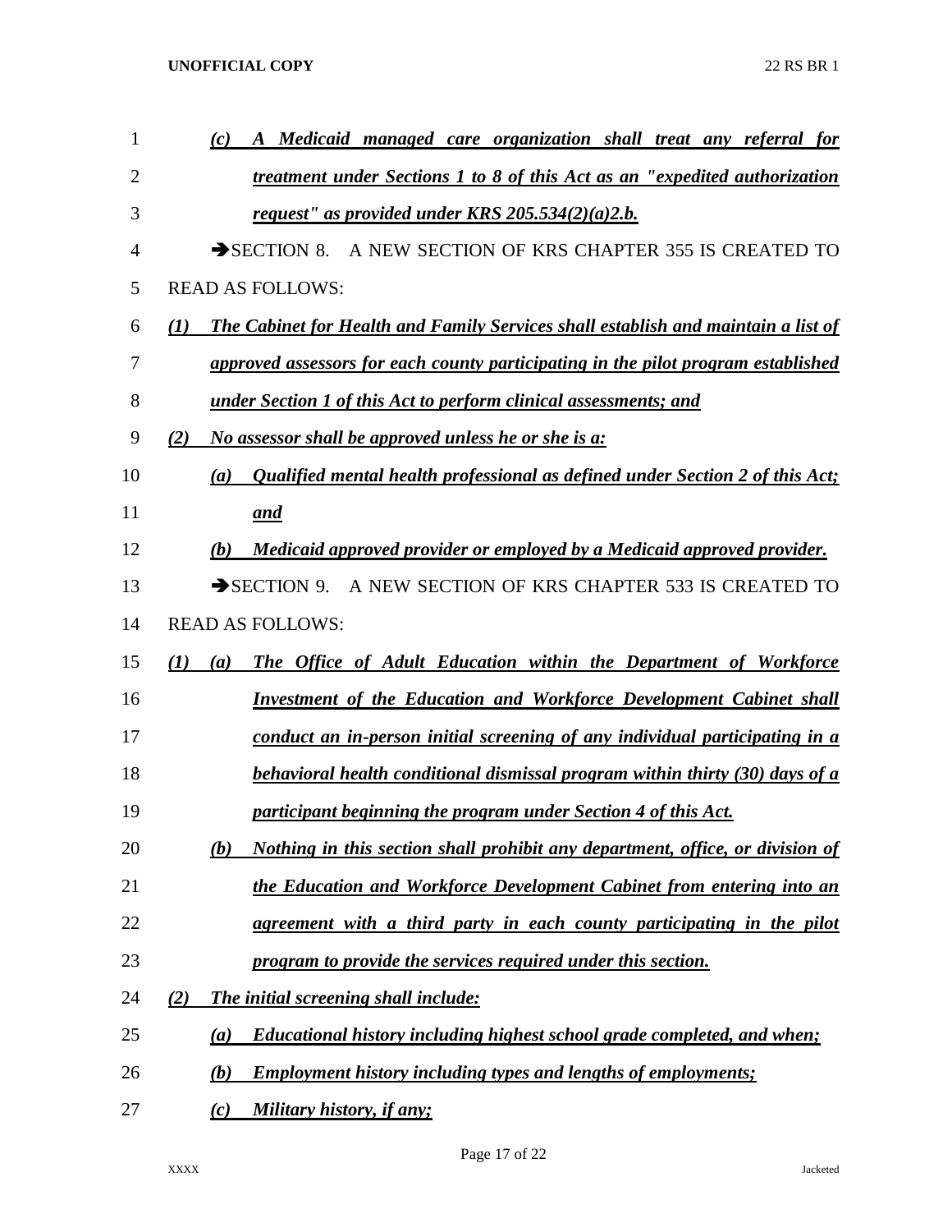*(c) A Medicaid managed care organization shall treat any referral for treatment under Sections 1 to 8 of this Act as an "expedited authorization request" as provided under KRS 205.534(2)(a)2.b.*

➔SECTION 8. A NEW SECTION OF KRS CHAPTER 355 IS CREATED TO READ AS FOLLOWS:

*(1) The Cabinet for Health and Family Services shall establish and maintain a list of approved assessors for each county participating in the pilot program established under Section 1 of this Act to perform clinical assessments; and*

*(2) No assessor shall be approved unless he or she is a:*

*(a) Qualified mental health professional as defined under Section 2 of this Act; and*

*(b) Medicaid approved provider or employed by a Medicaid approved provider.*

➔SECTION 9. A NEW SECTION OF KRS CHAPTER 533 IS CREATED TO READ AS FOLLOWS:

*(1) (a) The Office of Adult Education within the Department of Workforce Investment of the Education and Workforce Development Cabinet shall conduct an in-person initial screening of any individual participating in a behavioral health conditional dismissal program within thirty (30) days of a participant beginning the program under Section 4 of this Act.*

*(b) Nothing in this section shall prohibit any department, office, or division of the Education and Workforce Development Cabinet from entering into an agreement with a third party in each county participating in the pilot program to provide the services required under this section.*

*(2) The initial screening shall include:*

*(a) Educational history including highest school grade completed, and when;*

*(b) Employment history including types and lengths of employments;*

*(c) Military history, if any;*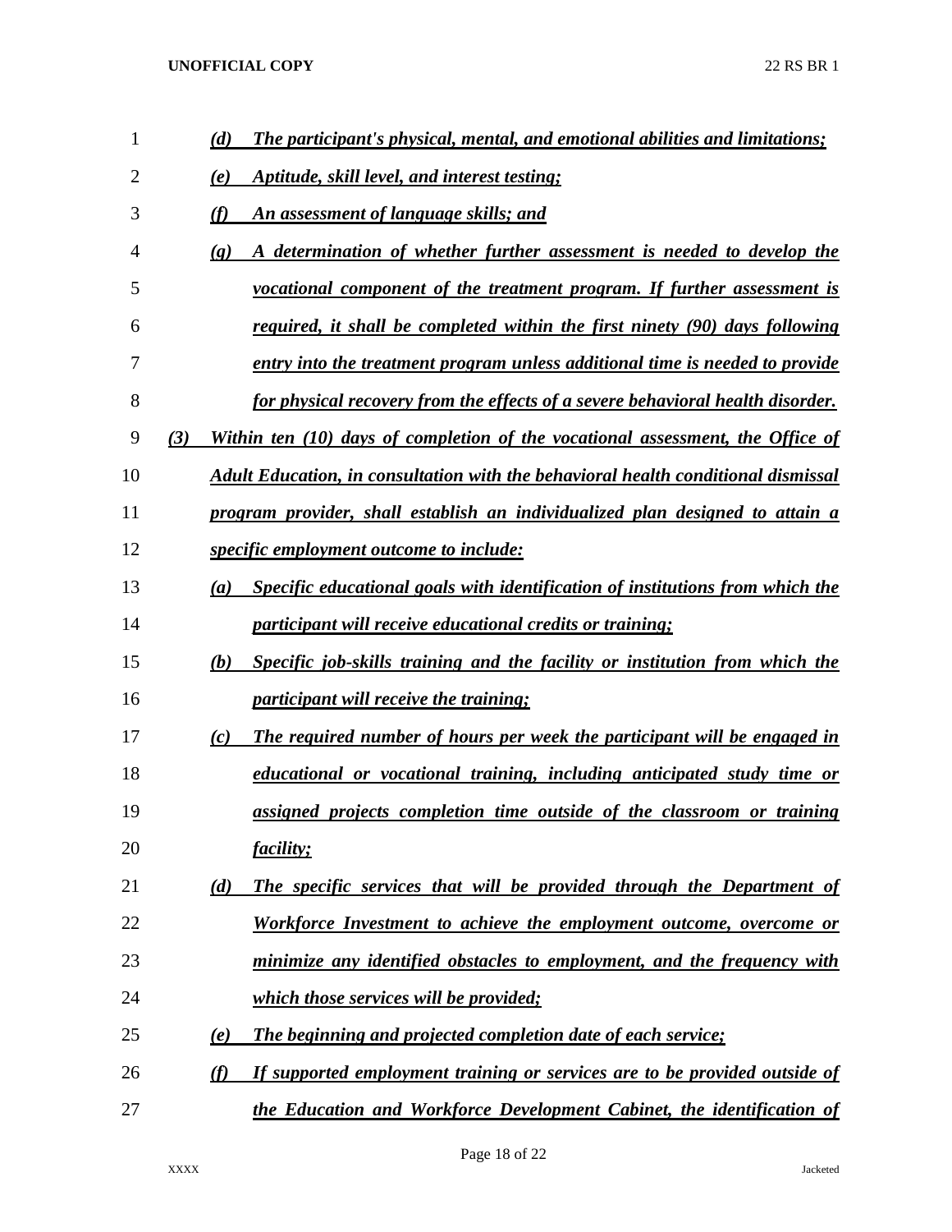*(d) The participant's physical, mental, and emotional abilities and limitations;*

*(e) Aptitude, skill level, and interest testing;*

*(f) An assessment of language skills; and*

*(g) A determination of whether further assessment is needed to develop the vocational component of the treatment program. If further assessment is required, it shall be completed within the first ninety (90) days following entry into the treatment program unless additional time is needed to provide for physical recovery from the effects of a severe behavioral health disorder.*

*(3) Within ten (10) days of completion of the vocational assessment, the Office of Adult Education, in consultation with the behavioral health conditional dismissal program provider, shall establish an individualized plan designed to attain a specific employment outcome to include:*

*(a) Specific educational goals with identification of institutions from which the participant will receive educational credits or training;*

*(b) Specific job-skills training and the facility or institution from which the participant will receive the training;*

*(c) The required number of hours per week the participant will be engaged in educational or vocational training, including anticipated study time or assigned projects completion time outside of the classroom or training facility;*

*(d) The specific services that will be provided through the Department of Workforce Investment to achieve the employment outcome, overcome or minimize any identified obstacles to employment, and the frequency with which those services will be provided;*

*(e) The beginning and projected completion date of each service;*

*(f) If supported employment training or services are to be provided outside of the Education and Workforce Development Cabinet, the identification of*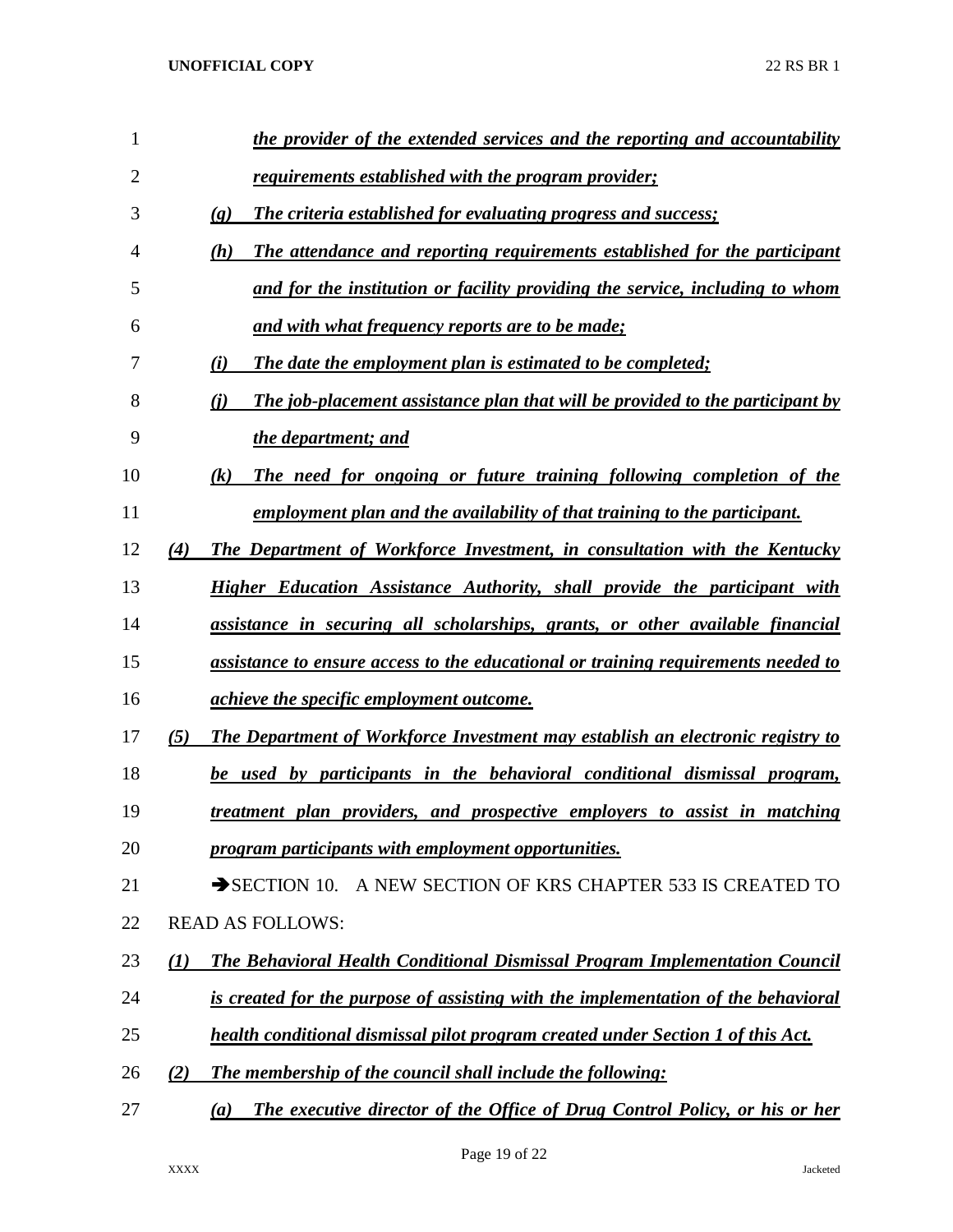*the provider of the extended services and the reporting and accountability requirements established with the program provider;*

*(g) The criteria established for evaluating progress and success;*

*(h) The attendance and reporting requirements established for the participant and for the institution or facility providing the service, including to whom and with what frequency reports are to be made;*

*(i) The date the employment plan is estimated to be completed;*

*(j) The job-placement assistance plan that will be provided to the participant by the department; and*

*(k) The need for ongoing or future training following completion of the employment plan and the availability of that training to the participant.*

*(4) The Department of Workforce Investment, in consultation with the Kentucky Higher Education Assistance Authority, shall provide the participant with assistance in securing all scholarships, grants, or other available financial assistance to ensure access to the educational or training requirements needed to achieve the specific employment outcome.*

*(5) The Department of Workforce Investment may establish an electronic registry to be used by participants in the behavioral conditional dismissal program, treatment plan providers, and prospective employers to assist in matching program participants with employment opportunities.*

➔SECTION 10. A NEW SECTION OF KRS CHAPTER 533 IS CREATED TO READ AS FOLLOWS:

*(1) The Behavioral Health Conditional Dismissal Program Implementation Council is created for the purpose of assisting with the implementation of the behavioral health conditional dismissal pilot program created under Section 1 of this Act.*

*(2) The membership of the council shall include the following:*

*(a) The executive director of the Office of Drug Control Policy, or his or her*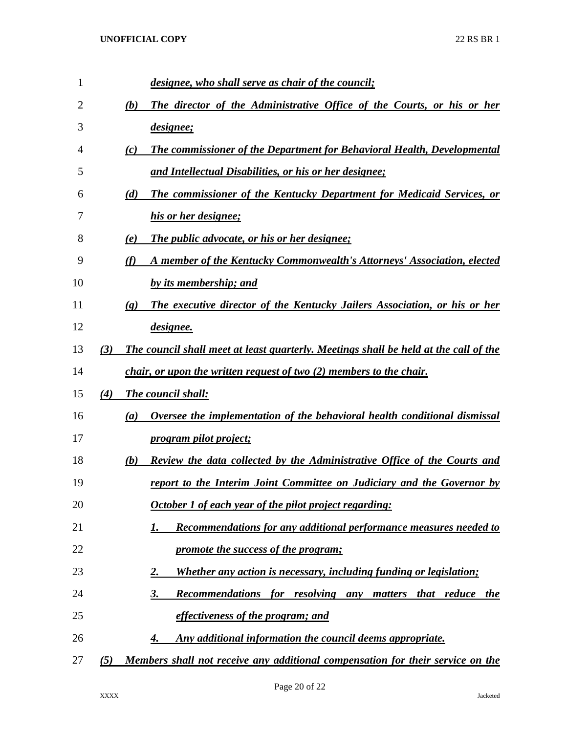*designee, who shall serve as chair of the council;*

*(b) The director of the Administrative Office of the Courts, or his or her designee;*

*(c) The commissioner of the Department for Behavioral Health, Developmental and Intellectual Disabilities, or his or her designee;*

*(d) The commissioner of the Kentucky Department for Medicaid Services, or his or her designee;*

*(e) The public advocate, or his or her designee;*

*(f) A member of the Kentucky Commonwealth's Attorneys' Association, elected by its membership; and*

*(g) The executive director of the Kentucky Jailers Association, or his or her designee.*

*(3) The council shall meet at least quarterly. Meetings shall be held at the call of the chair, or upon the written request of two (2) members to the chair.*

*(4) The council shall:*

*(a) Oversee the implementation of the behavioral health conditional dismissal program pilot project;*

*(b) Review the data collected by the Administrative Office of the Courts and report to the Interim Joint Committee on Judiciary and the Governor by October 1 of each year of the pilot project regarding:*

*1. Recommendations for any additional performance measures needed to promote the success of the program;*

*2. Whether any action is necessary, including funding or legislation;*

*3. Recommendations for resolving any matters that reduce the effectiveness of the program; and*

*4. Any additional information the council deems appropriate.*

*(5) Members shall not receive any additional compensation for their service on the*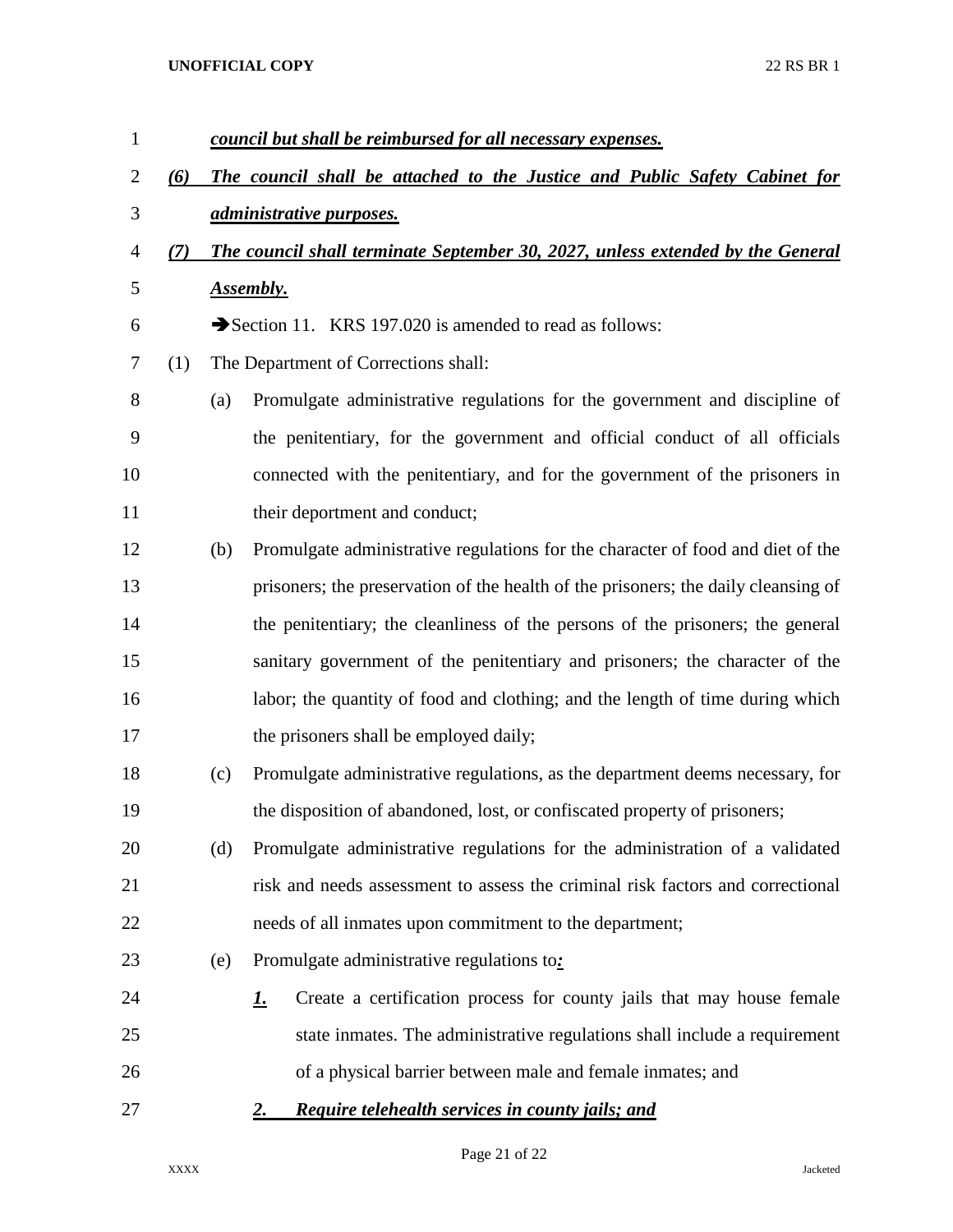***council but shall be reimbursed for all necessary expenses.***

***(6) The council shall be attached to the Justice and Public Safety Cabinet for administrative purposes.***

***(7) The council shall terminate September 30, 2027, unless extended by the General Assembly.***

➔Section 11. KRS 197.020 is amended to read as follows:

(1) The Department of Corrections shall:

(a) Promulgate administrative regulations for the government and discipline of the penitentiary, for the government and official conduct of all officials connected with the penitentiary, and for the government of the prisoners in their deportment and conduct;

(b) Promulgate administrative regulations for the character of food and diet of the prisoners; the preservation of the health of the prisoners; the daily cleansing of the penitentiary; the cleanliness of the persons of the prisoners; the general sanitary government of the penitentiary and prisoners; the character of the labor; the quantity of food and clothing; and the length of time during which the prisoners shall be employed daily;

(c) Promulgate administrative regulations, as the department deems necessary, for the disposition of abandoned, lost, or confiscated property of prisoners;

(d) Promulgate administrative regulations for the administration of a validated risk and needs assessment to assess the criminal risk factors and correctional needs of all inmates upon commitment to the department;

(e) Promulgate administrative regulations to***:***

***1.*** Create a certification process for county jails that may house female state inmates. The administrative regulations shall include a requirement of a physical barrier between male and female inmates; and

***2. Require telehealth services in county jails; and***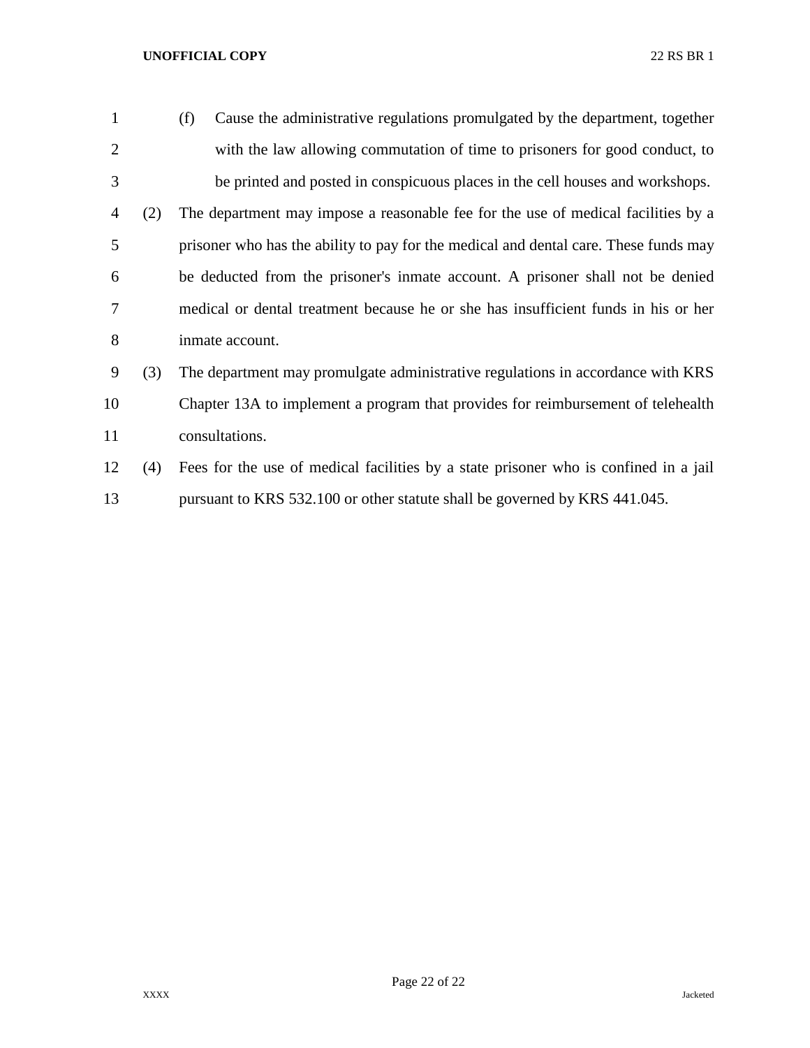(f) Cause the administrative regulations promulgated by the department, together with the law allowing commutation of time to prisoners for good conduct, to be printed and posted in conspicuous places in the cell houses and workshops.

(2) The department may impose a reasonable fee for the use of medical facilities by a prisoner who has the ability to pay for the medical and dental care. These funds may be deducted from the prisoner's inmate account. A prisoner shall not be denied medical or dental treatment because he or she has insufficient funds in his or her inmate account.

(3) The department may promulgate administrative regulations in accordance with KRS Chapter 13A to implement a program that provides for reimbursement of telehealth consultations.

(4) Fees for the use of medical facilities by a state prisoner who is confined in a jail pursuant to KRS 532.100 or other statute shall be governed by KRS 441.045.